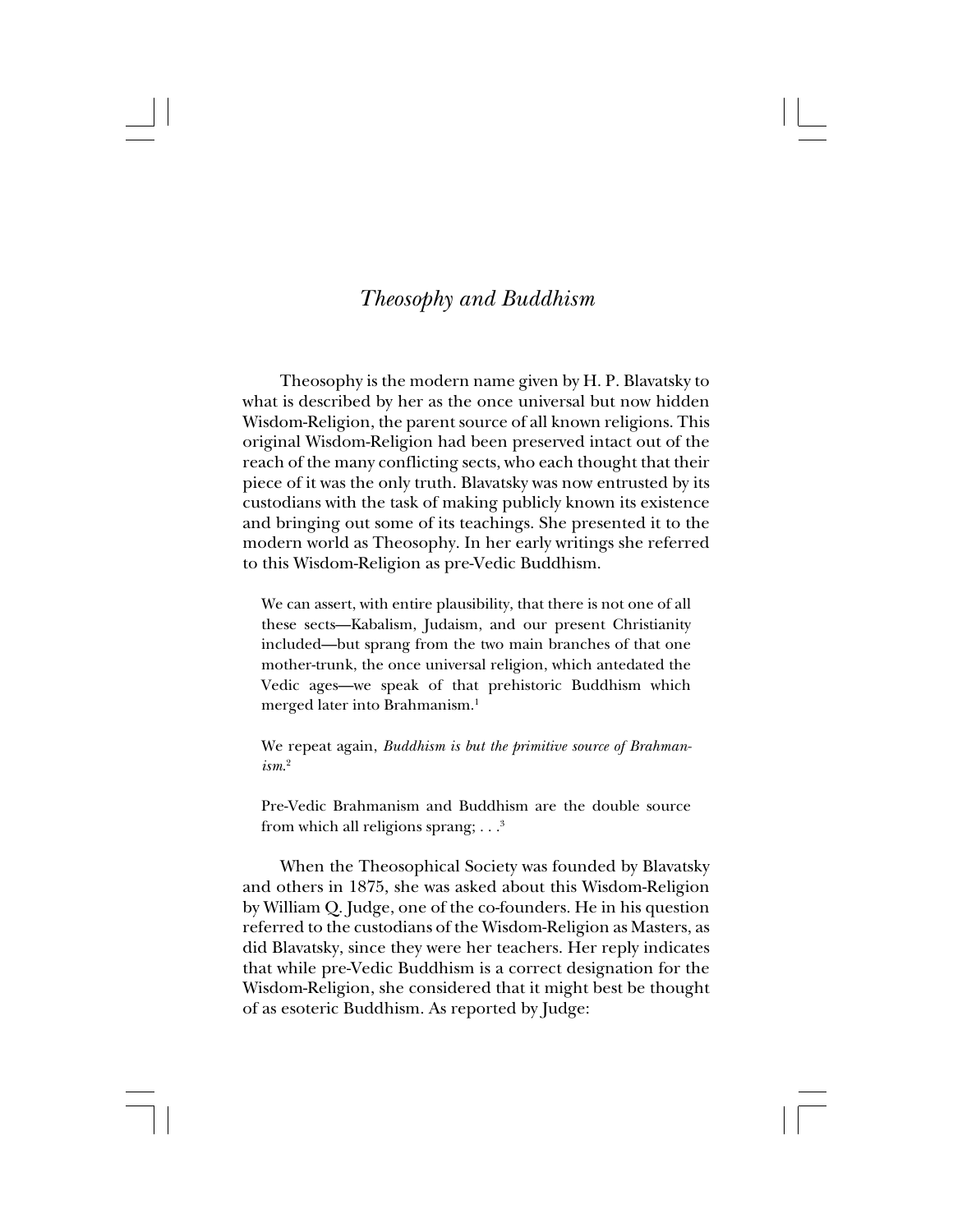# *Theosophy and Buddhism*

Theosophy is the modern name given by H. P. Blavatsky to what is described by her as the once universal but now hidden Wisdom-Religion, the parent source of all known religions. This original Wisdom-Religion had been preserved intact out of the reach of the many conflicting sects, who each thought that their piece of it was the only truth. Blavatsky was now entrusted by its custodians with the task of making publicly known its existence and bringing out some of its teachings. She presented it to the modern world as Theosophy. In her early writings she referred to this Wisdom-Religion as pre-Vedic Buddhism.

> We can assert, with entire plausibility, that there is not one of all these sects—Kabalism, Judaism, and our present Christianity included—but sprang from the two main branches of that one mother-trunk, the once universal religion, which antedated the Vedic ages—we speak of that prehistoric Buddhism which merged later into Brahmanism.[1]

> We repeat again, *Buddhism is but the primitive source of Brahmanism.*[2]

> Pre-Vedic Brahmanism and Buddhism are the double source from which all religions sprang; . . .[3]

When the Theosophical Society was founded by Blavatsky and others in 1875, she was asked about this Wisdom-Religion by William Q. Judge, one of the co-founders. He in his question referred to the custodians of the Wisdom-Religion as Masters, as did Blavatsky, since they were her teachers. Her reply indicates that while pre-Vedic Buddhism is a correct designation for the Wisdom-Religion, she considered that it might best be thought of as esoteric Buddhism. As reported by Judge: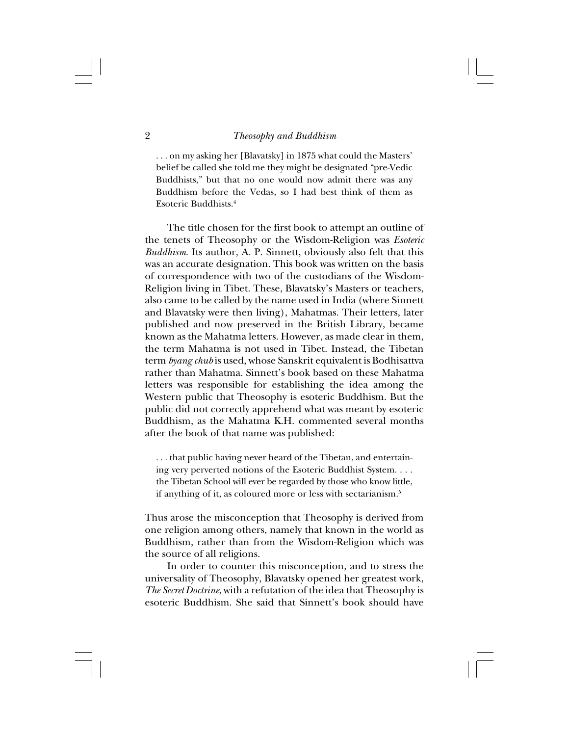> . . . on my asking her [Blavatsky] in 1875 what could the Masters' belief be called she told me they might be designated "pre-Vedic Buddhists," but that no one would now admit there was any Buddhism before the Vedas, so I had best think of them as Esoteric Buddhists.[4]

The title chosen for the first book to attempt an outline of the tenets of Theosophy or the Wisdom-Religion was *Esoteric Buddhism*. Its author, A. P. Sinnett, obviously also felt that this was an accurate designation. This book was written on the basis of correspondence with two of the custodians of the Wisdom-Religion living in Tibet. These, Blavatsky's Masters or teachers, also came to be called by the name used in India (where Sinnett and Blavatsky were then living), Mahatmas. Their letters, later published and now preserved in the British Library, became known as the Mahatma letters. However, as made clear in them, the term Mahatma is not used in Tibet. Instead, the Tibetan term *byang chub* is used, whose Sanskrit equivalent is Bodhisattva rather than Mahatma. Sinnett's book based on these Mahatma letters was responsible for establishing the idea among the Western public that Theosophy is esoteric Buddhism. But the public did not correctly apprehend what was meant by esoteric Buddhism, as the Mahatma K.H. commented several months after the book of that name was published:

> . . . that public having never heard of the Tibetan, and entertaining very perverted notions of the Esoteric Buddhist System. . . . the Tibetan School will ever be regarded by those who know little, if anything of it, as coloured more or less with sectarianism.[5]

Thus arose the misconception that Theosophy is derived from one religion among others, namely that known in the world as Buddhism, rather than from the Wisdom-Religion which was the source of all religions.

In order to counter this misconception, and to stress the universality of Theosophy, Blavatsky opened her greatest work, *The Secret Doctrine*, with a refutation of the idea that Theosophy is esoteric Buddhism. She said that Sinnett's book should have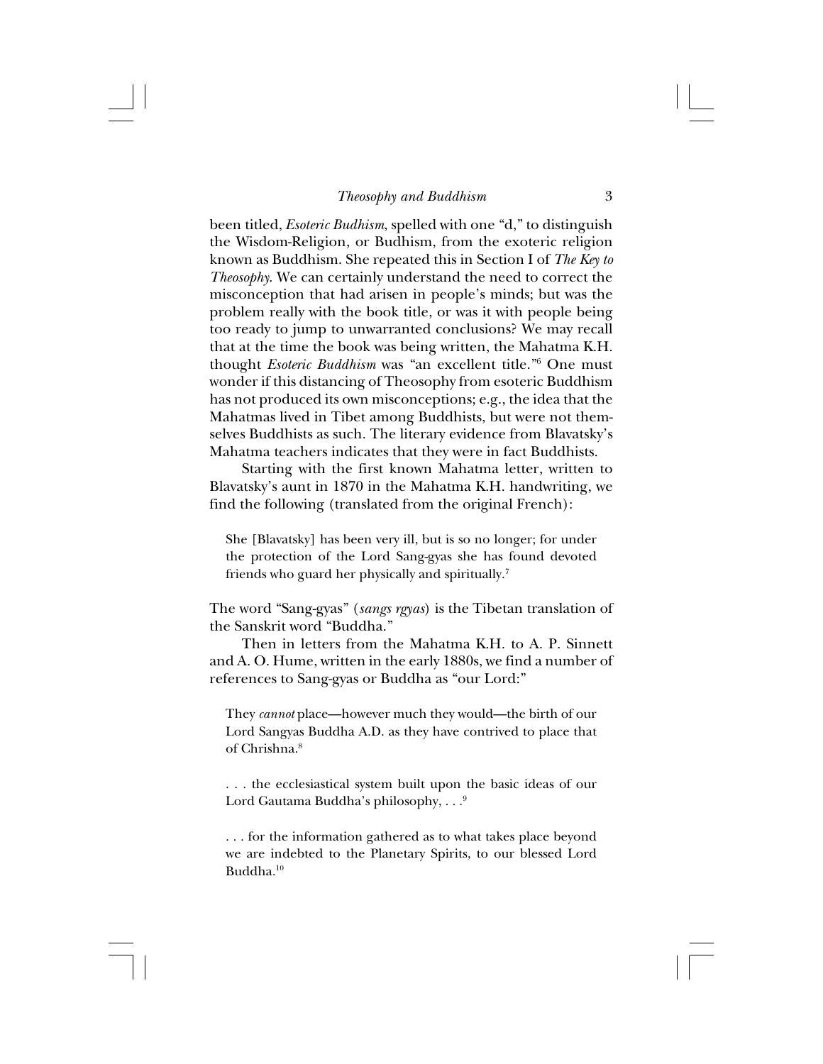been titled, *Esoteric Budhism*, spelled with one "d," to distinguish the Wisdom-Religion, or Budhism, from the exoteric religion known as Buddhism. She repeated this in Section I of *The Key to Theosophy*. We can certainly understand the need to correct the misconception that had arisen in people's minds; but was the problem really with the book title, or was it with people being too ready to jump to unwarranted conclusions? We may recall that at the time the book was being written, the Mahatma K.H. thought *Esoteric Buddhism* was "an excellent title."[6] One must wonder if this distancing of Theosophy from esoteric Buddhism has not produced its own misconceptions; e.g., the idea that the Mahatmas lived in Tibet among Buddhists, but were not themselves Buddhists as such. The literary evidence from Blavatsky's Mahatma teachers indicates that they were in fact Buddhists.

Starting with the first known Mahatma letter, written to Blavatsky's aunt in 1870 in the Mahatma K.H. handwriting, we find the following (translated from the original French):

> She [Blavatsky] has been very ill, but is so no longer; for under the protection of the Lord Sang-gyas she has found devoted friends who guard her physically and spiritually.[7]

The word "Sang-gyas" (*sangs rgyas*) is the Tibetan translation of the Sanskrit word "Buddha."

Then in letters from the Mahatma K.H. to A. P. Sinnett and A. O. Hume, written in the early 1880s, we find a number of references to Sang-gyas or Buddha as "our Lord:"

> They *cannot* place—however much they would—the birth of our Lord Sangyas Buddha A.D. as they have contrived to place that of Chrishna.[8]

> . . . the ecclesiastical system built upon the basic ideas of our Lord Gautama Buddha's philosophy, . . .[9]

> . . . for the information gathered as to what takes place beyond we are indebted to the Planetary Spirits, to our blessed Lord Buddha.[10]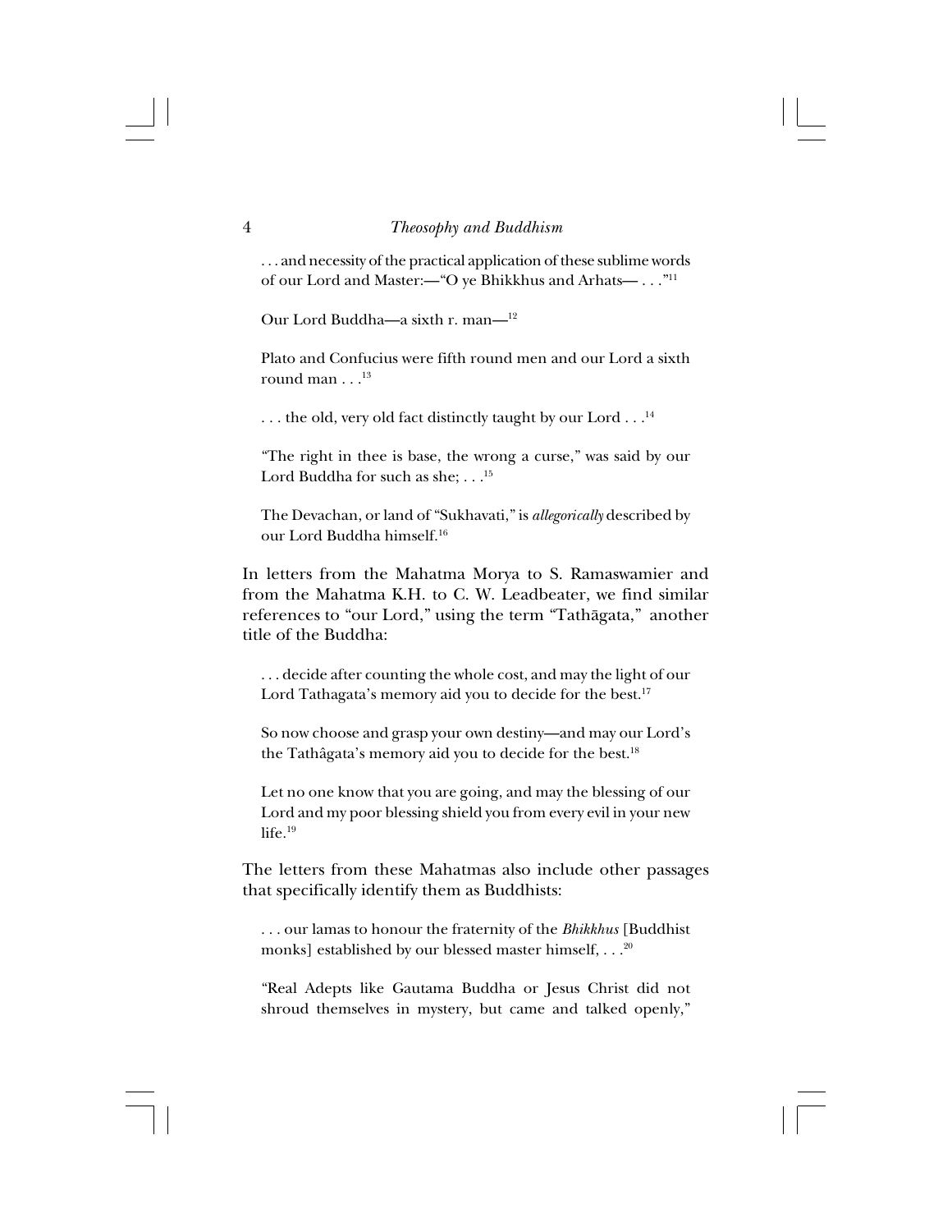. . . and necessity of the practical application of these sublime words of our Lord and Master:—"O ye Bhikkhus and Arhats— . . ."[11]

Our Lord Buddha—a sixth r. man—[12]

Plato and Confucius were fifth round men and our Lord a sixth round man . . .[13]

. . . the old, very old fact distinctly taught by our Lord . . .[14]

"The right in thee is base, the wrong a curse," was said by our Lord Buddha for such as she; . . .[15]

The Devachan, or land of "Sukhavati," is *allegorically* described by our Lord Buddha himself.[16]

In letters from the Mahatma Morya to S. Ramaswamier and from the Mahatma K.H. to C. W. Leadbeater, we find similar references to "our Lord," using the term "Tathāgata," another title of the Buddha:

. . . decide after counting the whole cost, and may the light of our Lord Tathagata's memory aid you to decide for the best.[17]

So now choose and grasp your own destiny—and may our Lord's the Tathâgata's memory aid you to decide for the best.[18]

Let no one know that you are going, and may the blessing of our Lord and my poor blessing shield you from every evil in your new life.[19]

The letters from these Mahatmas also include other passages that specifically identify them as Buddhists:

. . . our lamas to honour the fraternity of the *Bhikkhus* [Buddhist monks] established by our blessed master himself, . . .[20]

"Real Adepts like Gautama Buddha or Jesus Christ did not shroud themselves in mystery, but came and talked openly,"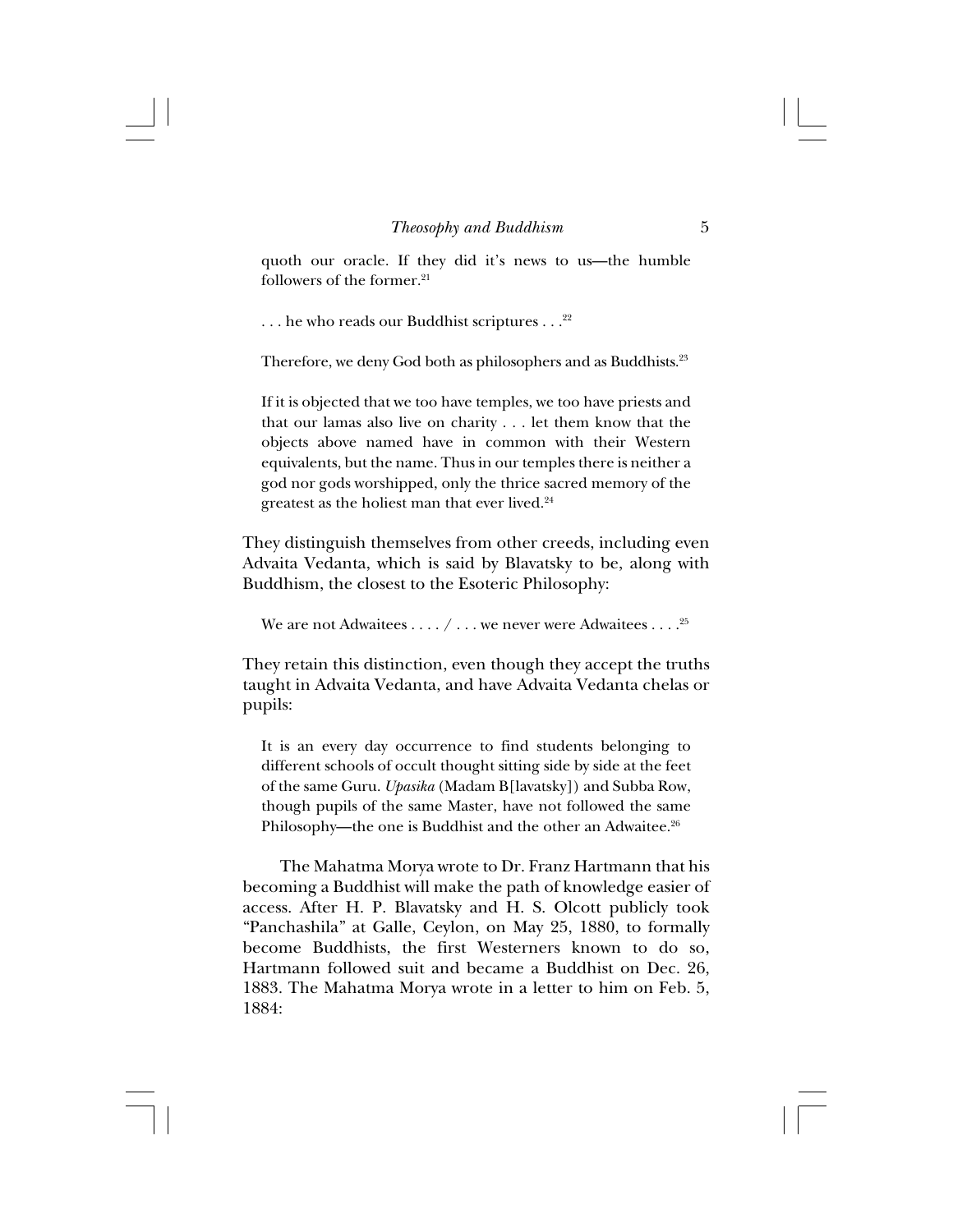> quoth our oracle. If they did it's news to us—the humble followers of the former.[21]

> . . . he who reads our Buddhist scriptures . . .[22]

> Therefore, we deny God both as philosophers and as Buddhists.[23]

> If it is objected that we too have temples, we too have priests and that our lamas also live on charity . . . let them know that the objects above named have in common with their Western equivalents, but the name. Thus in our temples there is neither a god nor gods worshipped, only the thrice sacred memory of the greatest as the holiest man that ever lived.[24]

They distinguish themselves from other creeds, including even Advaita Vedanta, which is said by Blavatsky to be, along with Buddhism, the closest to the Esoteric Philosophy:

> We are not Adwaitees . . . . / . . . we never were Adwaitees . . . .[25]

They retain this distinction, even though they accept the truths taught in Advaita Vedanta, and have Advaita Vedanta chelas or pupils:

> It is an every day occurrence to find students belonging to different schools of occult thought sitting side by side at the feet of the same Guru. *Upasika* (Madam B[lavatsky]) and Subba Row, though pupils of the same Master, have not followed the same Philosophy—the one is Buddhist and the other an Adwaitee.[26]

The Mahatma Morya wrote to Dr. Franz Hartmann that his becoming a Buddhist will make the path of knowledge easier of access. After H. P. Blavatsky and H. S. Olcott publicly took "Panchashila" at Galle, Ceylon, on May 25, 1880, to formally become Buddhists, the first Westerners known to do so, Hartmann followed suit and became a Buddhist on Dec. 26, 1883. The Mahatma Morya wrote in a letter to him on Feb. 5, 1884: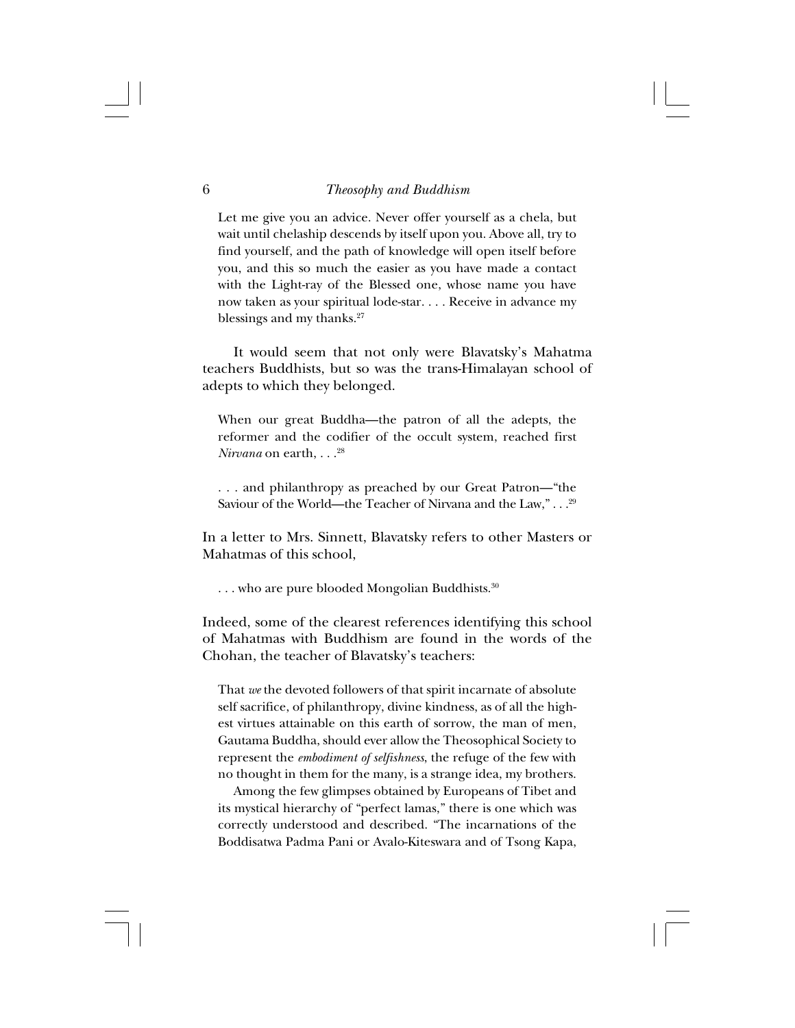> Let me give you an advice. Never offer yourself as a chela, but wait until chelaship descends by itself upon you. Above all, try to find yourself, and the path of knowledge will open itself before you, and this so much the easier as you have made a contact with the Light-ray of the Blessed one, whose name you have now taken as your spiritual lode-star. . . . Receive in advance my blessings and my thanks.[27]

It would seem that not only were Blavatsky's Mahatma teachers Buddhists, but so was the trans-Himalayan school of adepts to which they belonged.

> When our great Buddha—the patron of all the adepts, the reformer and the codifier of the occult system, reached first *Nirvana* on earth, . . .[28]

> . . . and philanthropy as preached by our Great Patron—"the Saviour of the World—the Teacher of Nirvana and the Law," . . .[29]

In a letter to Mrs. Sinnett, Blavatsky refers to other Masters or Mahatmas of this school,

> . . . who are pure blooded Mongolian Buddhists.[30]

Indeed, some of the clearest references identifying this school of Mahatmas with Buddhism are found in the words of the Chohan, the teacher of Blavatsky's teachers:

> That *we* the devoted followers of that spirit incarnate of absolute self sacrifice, of philanthropy, divine kindness, as of all the highest virtues attainable on this earth of sorrow, the man of men, Gautama Buddha, should ever allow the Theosophical Society to represent the *embodiment of selfishness*, the refuge of the few with no thought in them for the many, is a strange idea, my brothers.
>
> Among the few glimpses obtained by Europeans of Tibet and its mystical hierarchy of "perfect lamas," there is one which was correctly understood and described. "The incarnations of the Boddisatwa Padma Pani or Avalo-Kiteswara and of Tsong Kapa,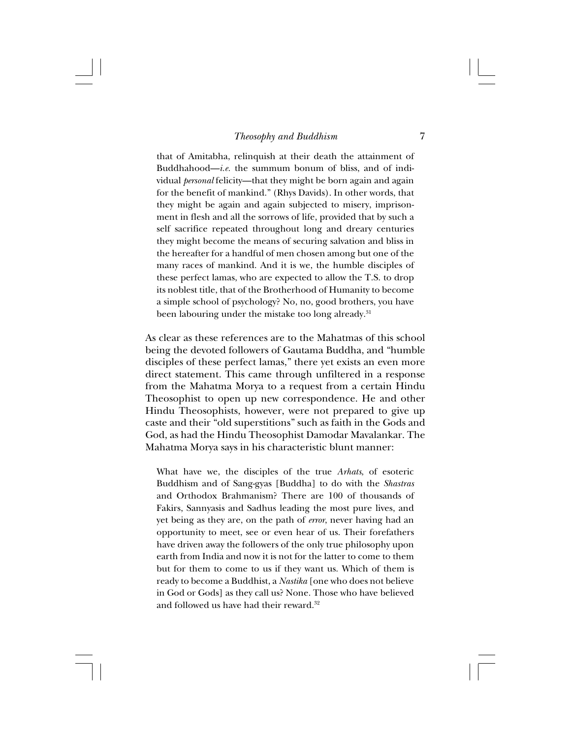> that of Amitabha, relinquish at their death the attainment of Buddhahood—*i.e.* the summum bonum of bliss, and of individual *personal* felicity—that they might be born again and again for the benefit of mankind." (Rhys Davids). In other words, that they might be again and again subjected to misery, imprisonment in flesh and all the sorrows of life, provided that by such a self sacrifice repeated throughout long and dreary centuries they might become the means of securing salvation and bliss in the hereafter for a handful of men chosen among but one of the many races of mankind. And it is we, the humble disciples of these perfect lamas, who are expected to allow the T.S. to drop its noblest title, that of the Brotherhood of Humanity to become a simple school of psychology? No, no, good brothers, you have been labouring under the mistake too long already.[31]

As clear as these references are to the Mahatmas of this school being the devoted followers of Gautama Buddha, and "humble disciples of these perfect lamas," there yet exists an even more direct statement. This came through unfiltered in a response from the Mahatma Morya to a request from a certain Hindu Theosophist to open up new correspondence. He and other Hindu Theosophists, however, were not prepared to give up caste and their "old superstitions" such as faith in the Gods and God, as had the Hindu Theosophist Damodar Mavalankar. The Mahatma Morya says in his characteristic blunt manner:

> What have we, the disciples of the true *Arhats*, of esoteric Buddhism and of Sang-gyas [Buddha] to do with the *Shastras* and Orthodox Brahmanism? There are 100 of thousands of Fakirs, Sannyasis and Sadhus leading the most pure lives, and yet being as they are, on the path of *error*, never having had an opportunity to meet, see or even hear of us. Their forefathers have driven away the followers of the only true philosophy upon earth from India and now it is not for the latter to come to them but for them to come to us if they want us. Which of them is ready to become a Buddhist, a *Nastika* [one who does not believe in God or Gods] as they call us? None. Those who have believed and followed us have had their reward.[32]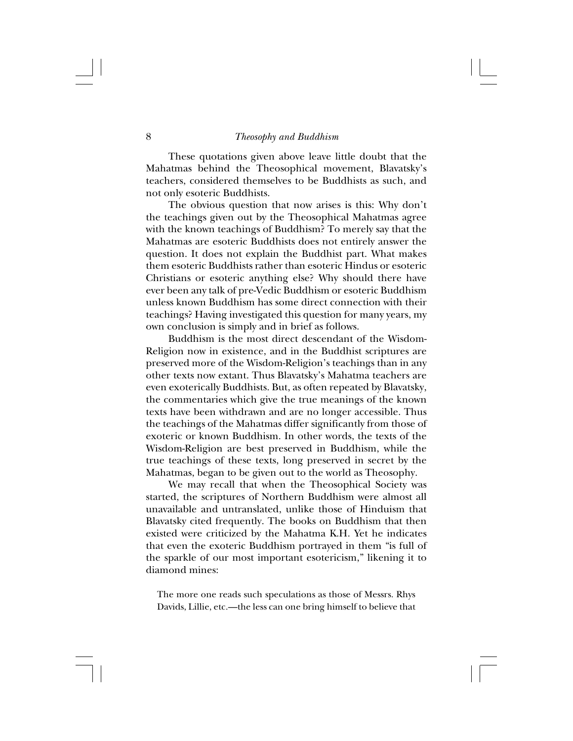These quotations given above leave little doubt that the Mahatmas behind the Theosophical movement, Blavatsky's teachers, considered themselves to be Buddhists as such, and not only esoteric Buddhists.

The obvious question that now arises is this: Why don't the teachings given out by the Theosophical Mahatmas agree with the known teachings of Buddhism? To merely say that the Mahatmas are esoteric Buddhists does not entirely answer the question. It does not explain the Buddhist part. What makes them esoteric Buddhists rather than esoteric Hindus or esoteric Christians or esoteric anything else? Why should there have ever been any talk of pre-Vedic Buddhism or esoteric Buddhism unless known Buddhism has some direct connection with their teachings? Having investigated this question for many years, my own conclusion is simply and in brief as follows.

Buddhism is the most direct descendant of the Wisdom-Religion now in existence, and in the Buddhist scriptures are preserved more of the Wisdom-Religion's teachings than in any other texts now extant. Thus Blavatsky's Mahatma teachers are even exoterically Buddhists. But, as often repeated by Blavatsky, the commentaries which give the true meanings of the known texts have been withdrawn and are no longer accessible. Thus the teachings of the Mahatmas differ significantly from those of exoteric or known Buddhism. In other words, the texts of the Wisdom-Religion are best preserved in Buddhism, while the true teachings of these texts, long preserved in secret by the Mahatmas, began to be given out to the world as Theosophy.

We may recall that when the Theosophical Society was started, the scriptures of Northern Buddhism were almost all unavailable and untranslated, unlike those of Hinduism that Blavatsky cited frequently. The books on Buddhism that then existed were criticized by the Mahatma K.H. Yet he indicates that even the exoteric Buddhism portrayed in them "is full of the sparkle of our most important esotericism," likening it to diamond mines:

> The more one reads such speculations as those of Messrs. Rhys Davids, Lillie, etc.—the less can one bring himself to believe that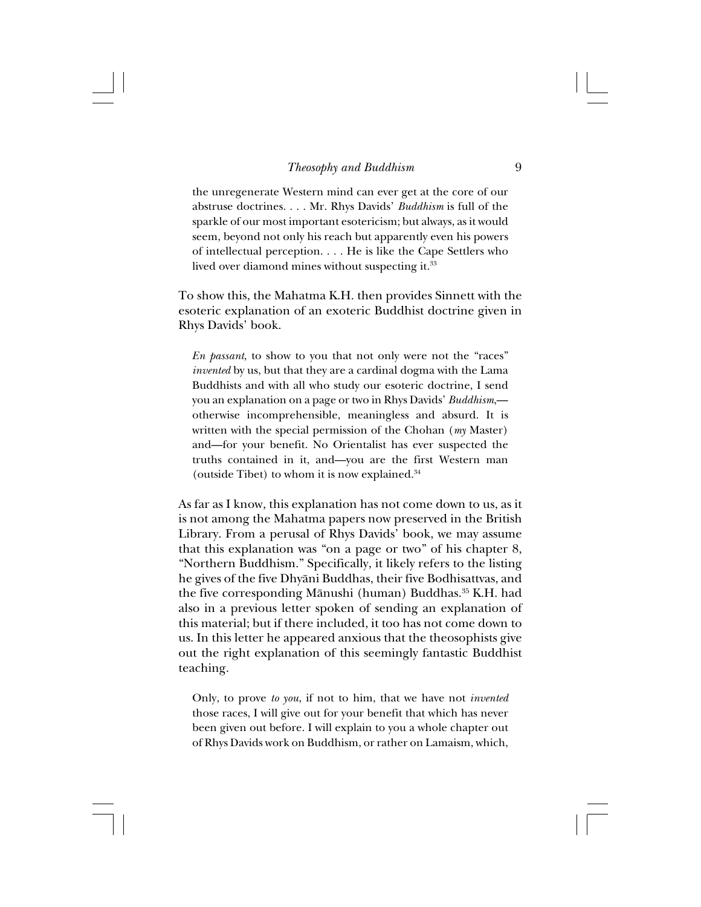> the unregenerate Western mind can ever get at the core of our abstruse doctrines. . . . Mr. Rhys Davids' *Buddhism* is full of the sparkle of our most important esotericism; but always, as it would seem, beyond not only his reach but apparently even his powers of intellectual perception. . . . He is like the Cape Settlers who lived over diamond mines without suspecting it.[33]

To show this, the Mahatma K.H. then provides Sinnett with the esoteric explanation of an exoteric Buddhist doctrine given in Rhys Davids' book.

> *En passant*, to show to you that not only were not the "races" *invented* by us, but that they are a cardinal dogma with the Lama Buddhists and with all who study our esoteric doctrine, I send you an explanation on a page or two in Rhys Davids' *Buddhism*,—otherwise incomprehensible, meaningless and absurd. It is written with the special permission of the Chohan (*my* Master) and—for your benefit. No Orientalist has ever suspected the truths contained in it, and—you are the first Western man (outside Tibet) to whom it is now explained.[34]

As far as I know, this explanation has not come down to us, as it is not among the Mahatma papers now preserved in the British Library. From a perusal of Rhys Davids' book, we may assume that this explanation was "on a page or two" of his chapter 8, "Northern Buddhism." Specifically, it likely refers to the listing he gives of the five Dhyāni Buddhas, their five Bodhisattvas, and the five corresponding Mānushi (human) Buddhas.[35] K.H. had also in a previous letter spoken of sending an explanation of this material; but if there included, it too has not come down to us. In this letter he appeared anxious that the theosophists give out the right explanation of this seemingly fantastic Buddhist teaching.

> Only, to prove *to you*, if not to him, that we have not *invented* those races, I will give out for your benefit that which has never been given out before. I will explain to you a whole chapter out of Rhys Davids work on Buddhism, or rather on Lamaism, which,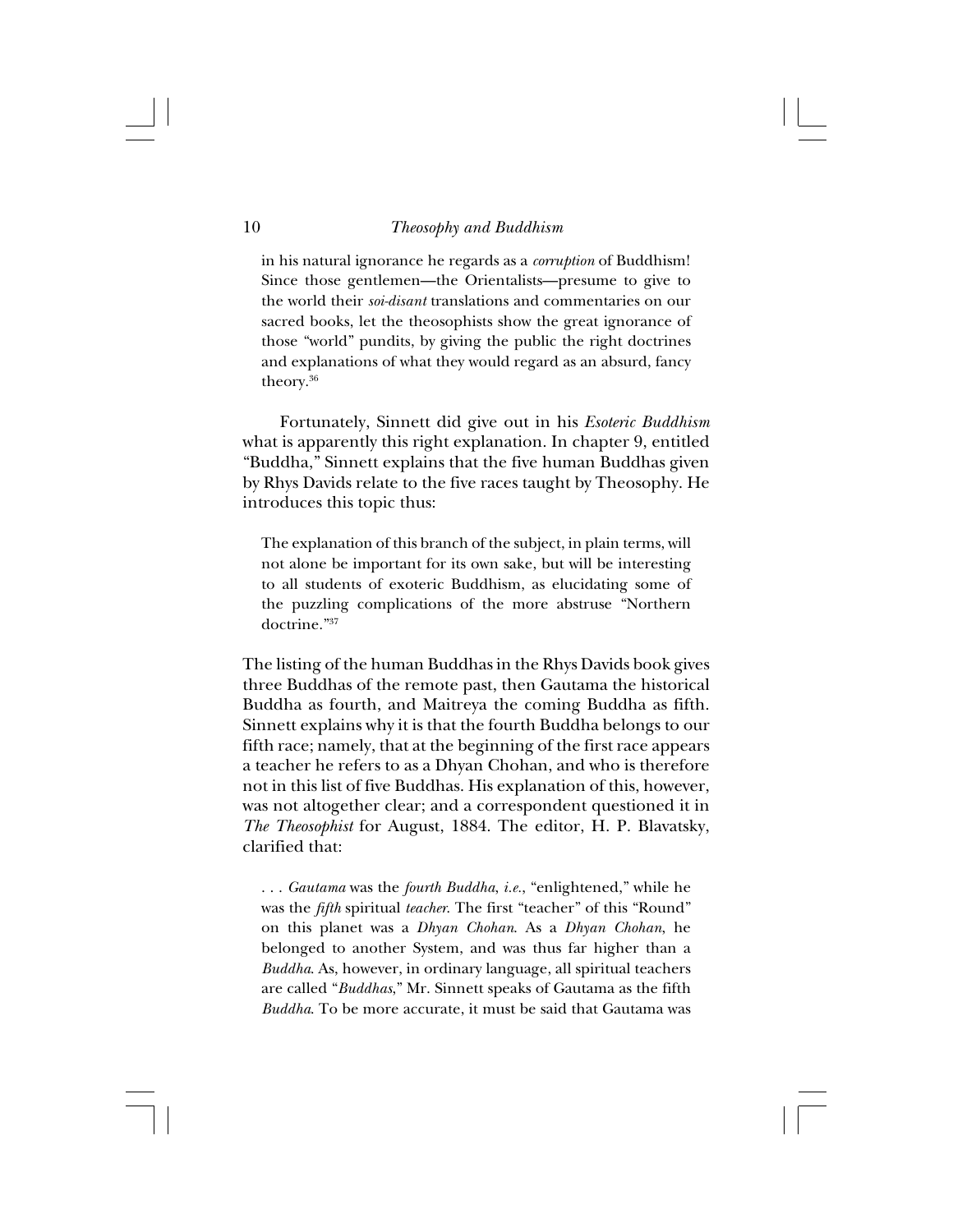> in his natural ignorance he regards as a *corruption* of Buddhism! Since those gentlemen—the Orientalists—presume to give to the world their *soi-disant* translations and commentaries on our sacred books, let the theosophists show the great ignorance of those "world" pundits, by giving the public the right doctrines and explanations of what they would regard as an absurd, fancy theory.[36]

Fortunately, Sinnett did give out in his *Esoteric Buddhism* what is apparently this right explanation. In chapter 9, entitled "Buddha," Sinnett explains that the five human Buddhas given by Rhys Davids relate to the five races taught by Theosophy. He introduces this topic thus:

> The explanation of this branch of the subject, in plain terms, will not alone be important for its own sake, but will be interesting to all students of exoteric Buddhism, as elucidating some of the puzzling complications of the more abstruse "Northern doctrine."[37]

The listing of the human Buddhas in the Rhys Davids book gives three Buddhas of the remote past, then Gautama the historical Buddha as fourth, and Maitreya the coming Buddha as fifth. Sinnett explains why it is that the fourth Buddha belongs to our fifth race; namely, that at the beginning of the first race appears a teacher he refers to as a Dhyan Chohan, and who is therefore not in this list of five Buddhas. His explanation of this, however, was not altogether clear; and a correspondent questioned it in *The Theosophist* for August, 1884. The editor, H. P. Blavatsky, clarified that:

> . . . *Gautama* was the *fourth Buddha*, *i.e.*, "enlightened," while he was the *fifth* spiritual *teacher*. The first "teacher" of this "Round" on this planet was a *Dhyan Chohan*. As a *Dhyan Chohan*, he belonged to another System, and was thus far higher than a *Buddha*. As, however, in ordinary language, all spiritual teachers are called "*Buddhas*," Mr. Sinnett speaks of Gautama as the fifth *Buddha*. To be more accurate, it must be said that Gautama was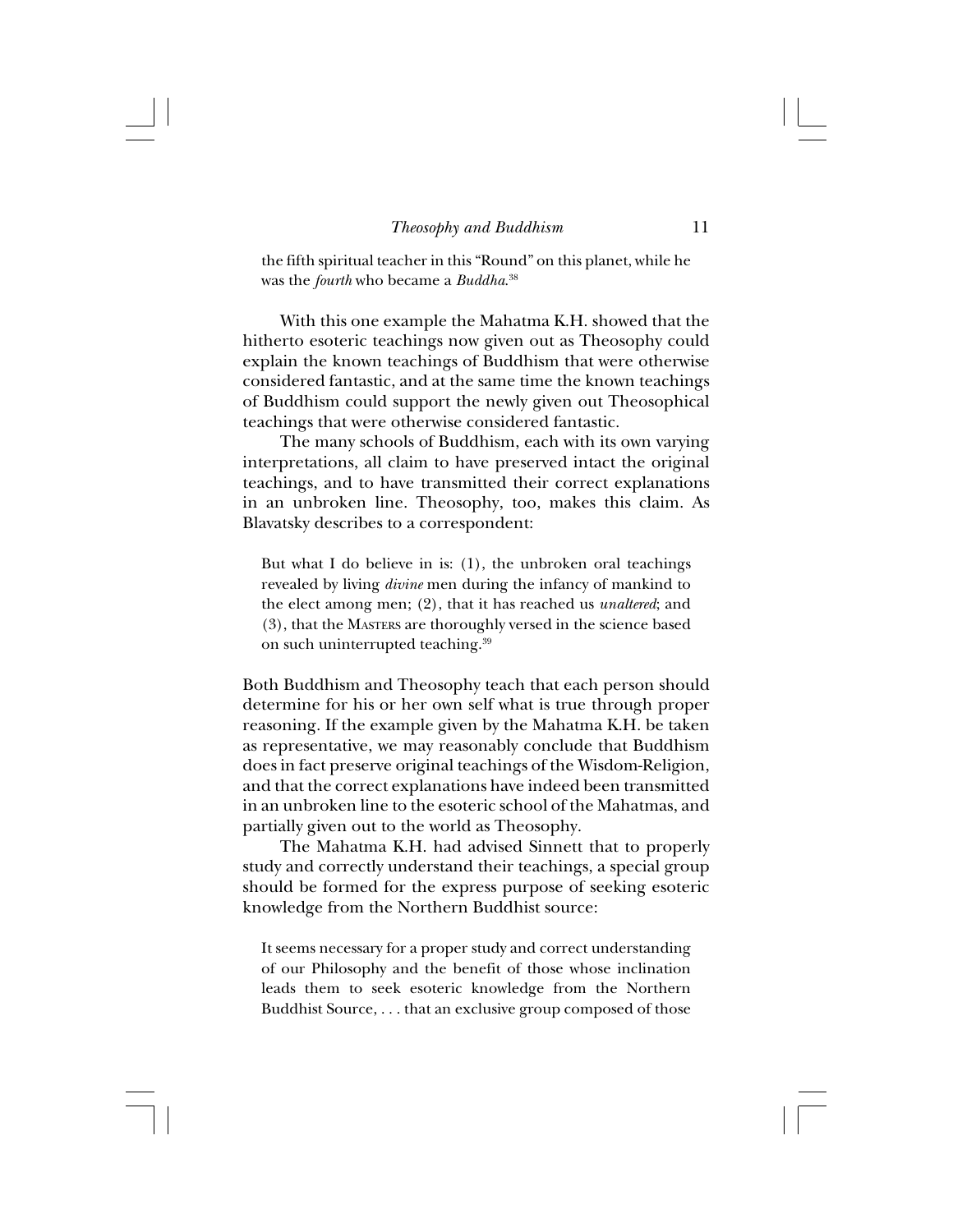the fifth spiritual teacher in this "Round" on this planet, while he was the *fourth* who became a *Buddha*.[38]

With this one example the Mahatma K.H. showed that the hitherto esoteric teachings now given out as Theosophy could explain the known teachings of Buddhism that were otherwise considered fantastic, and at the same time the known teachings of Buddhism could support the newly given out Theosophical teachings that were otherwise considered fantastic.

The many schools of Buddhism, each with its own varying interpretations, all claim to have preserved intact the original teachings, and to have transmitted their correct explanations in an unbroken line. Theosophy, too, makes this claim. As Blavatsky describes to a correspondent:

> But what I do believe in is: (1), the unbroken oral teachings revealed by living *divine* men during the infancy of mankind to the elect among men; (2), that it has reached us *unaltered*; and (3), that the MASTERS are thoroughly versed in the science based on such uninterrupted teaching.[39]

Both Buddhism and Theosophy teach that each person should determine for his or her own self what is true through proper reasoning. If the example given by the Mahatma K.H. be taken as representative, we may reasonably conclude that Buddhism does in fact preserve original teachings of the Wisdom-Religion, and that the correct explanations have indeed been transmitted in an unbroken line to the esoteric school of the Mahatmas, and partially given out to the world as Theosophy.

The Mahatma K.H. had advised Sinnett that to properly study and correctly understand their teachings, a special group should be formed for the express purpose of seeking esoteric knowledge from the Northern Buddhist source:

> It seems necessary for a proper study and correct understanding of our Philosophy and the benefit of those whose inclination leads them to seek esoteric knowledge from the Northern Buddhist Source, . . . that an exclusive group composed of those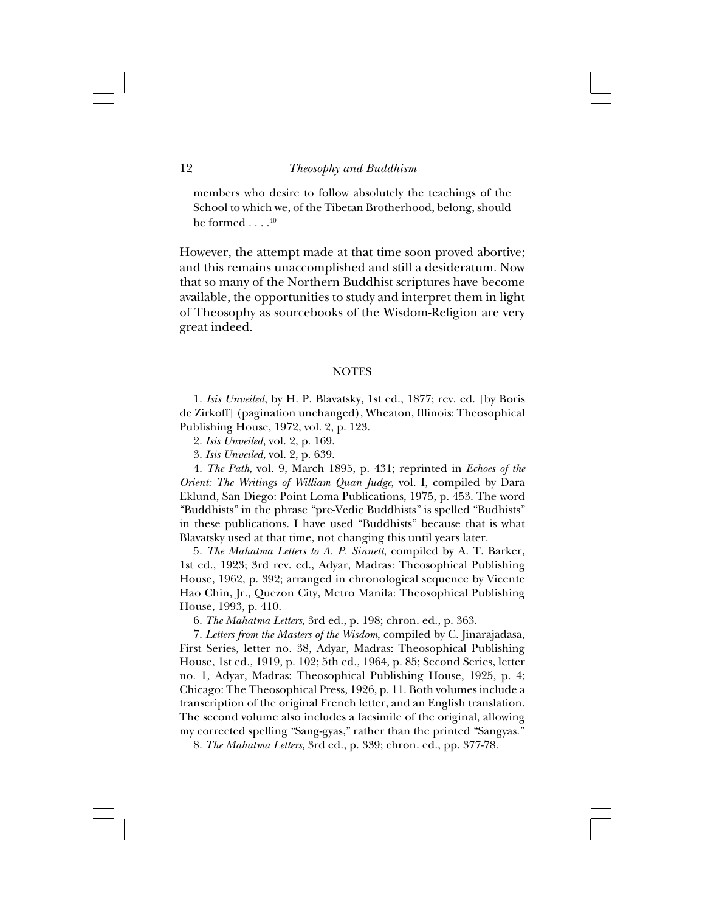> members who desire to follow absolutely the teachings of the School to which we, of the Tibetan Brotherhood, belong, should be formed . . . .[40]

However, the attempt made at that time soon proved abortive; and this remains unaccomplished and still a desideratum. Now that so many of the Northern Buddhist scriptures have become available, the opportunities to study and interpret them in light of Theosophy as sourcebooks of the Wisdom-Religion are very great indeed.

## NOTES

1. *Isis Unveiled*, by H. P. Blavatsky, 1st ed., 1877; rev. ed. [by Boris de Zirkoff] (pagination unchanged), Wheaton, Illinois: Theosophical Publishing House, 1972, vol. 2, p. 123.

2. *Isis Unveiled*, vol. 2, p. 169.

3. *Isis Unveiled*, vol. 2, p. 639.

4. *The Path*, vol. 9, March 1895, p. 431; reprinted in *Echoes of the Orient: The Writings of William Quan Judge*, vol. I, compiled by Dara Eklund, San Diego: Point Loma Publications, 1975, p. 453. The word "Buddhists" in the phrase "pre-Vedic Buddhists" is spelled "Budhists" in these publications. I have used "Buddhists" because that is what Blavatsky used at that time, not changing this until years later.

5. *The Mahatma Letters to A. P. Sinnett*, compiled by A. T. Barker, 1st ed., 1923; 3rd rev. ed., Adyar, Madras: Theosophical Publishing House, 1962, p. 392; arranged in chronological sequence by Vicente Hao Chin, Jr., Quezon City, Metro Manila: Theosophical Publishing House, 1993, p. 410.

6. *The Mahatma Letters*, 3rd ed., p. 198; chron. ed., p. 363.

7. *Letters from the Masters of the Wisdom*, compiled by C. Jinarajadasa, First Series, letter no. 38, Adyar, Madras: Theosophical Publishing House, 1st ed., 1919, p. 102; 5th ed., 1964, p. 85; Second Series, letter no. 1, Adyar, Madras: Theosophical Publishing House, 1925, p. 4; Chicago: The Theosophical Press, 1926, p. 11. Both volumes include a transcription of the original French letter, and an English translation. The second volume also includes a facsimile of the original, allowing my corrected spelling "Sang-gyas," rather than the printed "Sangyas."

8. *The Mahatma Letters*, 3rd ed., p. 339; chron. ed., pp. 377-78.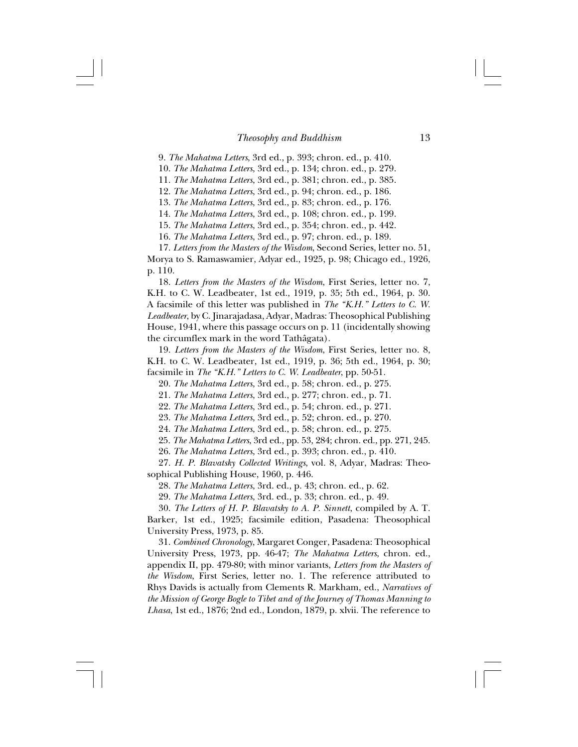9. *The Mahatma Letters*, 3rd ed., p. 393; chron. ed., p. 410.

10. *The Mahatma Letters*, 3rd ed., p. 134; chron. ed., p. 279.

11. *The Mahatma Letters*, 3rd ed., p. 381; chron. ed., p. 385.

12. *The Mahatma Letters*, 3rd ed., p. 94; chron. ed., p. 186.

13. *The Mahatma Letters*, 3rd ed., p. 83; chron. ed., p. 176.

14. *The Mahatma Letters*, 3rd ed., p. 108; chron. ed., p. 199.

15. *The Mahatma Letters*, 3rd ed., p. 354; chron. ed., p. 442.

16. *The Mahatma Letters*, 3rd ed., p. 97; chron. ed., p. 189.

17. *Letters from the Masters of the Wisdom*, Second Series, letter no. 51, Morya to S. Ramaswamier, Adyar ed., 1925, p. 98; Chicago ed., 1926, p. 110.

18. *Letters from the Masters of the Wisdom*, First Series, letter no. 7, K.H. to C. W. Leadbeater, 1st ed., 1919, p. 35; 5th ed., 1964, p. 30. A facsimile of this letter was published in *The "K.H." Letters to C. W. Leadbeater*, by C. Jinarajadasa, Adyar, Madras: Theosophical Publishing House, 1941, where this passage occurs on p. 11 (incidentally showing the circumflex mark in the word Tathâgata).

19. *Letters from the Masters of the Wisdom*, First Series, letter no. 8, K.H. to C. W. Leadbeater, 1st ed., 1919, p. 36; 5th ed., 1964, p. 30; facsimile in *The "K.H." Letters to C. W. Leadbeater*, pp. 50-51.

20. *The Mahatma Letters*, 3rd ed., p. 58; chron. ed., p. 275.

21. *The Mahatma Letters*, 3rd ed., p. 277; chron. ed., p. 71.

22. *The Mahatma Letters*, 3rd ed., p. 54; chron. ed., p. 271.

23. *The Mahatma Letters*, 3rd ed., p. 52; chron. ed., p. 270.

24. *The Mahatma Letters*, 3rd ed., p. 58; chron. ed., p. 275.

25. *The Mahatma Letters*, 3rd ed., pp. 53, 284; chron. ed., pp. 271, 245.

26. *The Mahatma Letters*, 3rd ed., p. 393; chron. ed., p. 410.

27. *H. P. Blavatsky Collected Writings*, vol. 8, Adyar, Madras: Theosophical Publishing House, 1960, p. 446.

28. *The Mahatma Letters*, 3rd. ed., p. 43; chron. ed., p. 62.

29. *The Mahatma Letters*, 3rd. ed., p. 33; chron. ed., p. 49.

30. *The Letters of H. P. Blavatsky to A. P. Sinnett*, compiled by A. T. Barker, 1st ed., 1925; facsimile edition, Pasadena: Theosophical University Press, 1973, p. 85.

31. *Combined Chronology*, Margaret Conger, Pasadena: Theosophical University Press, 1973, pp. 46-47; *The Mahatma Letters*, chron. ed., appendix II, pp. 479-80; with minor variants, *Letters from the Masters of the Wisdom*, First Series, letter no. 1. The reference attributed to Rhys Davids is actually from Clements R. Markham, ed., *Narratives of the Mission of George Bogle to Tibet and of the Journey of Thomas Manning to Lhasa*, 1st ed., 1876; 2nd ed., London, 1879, p. xlvii. The reference to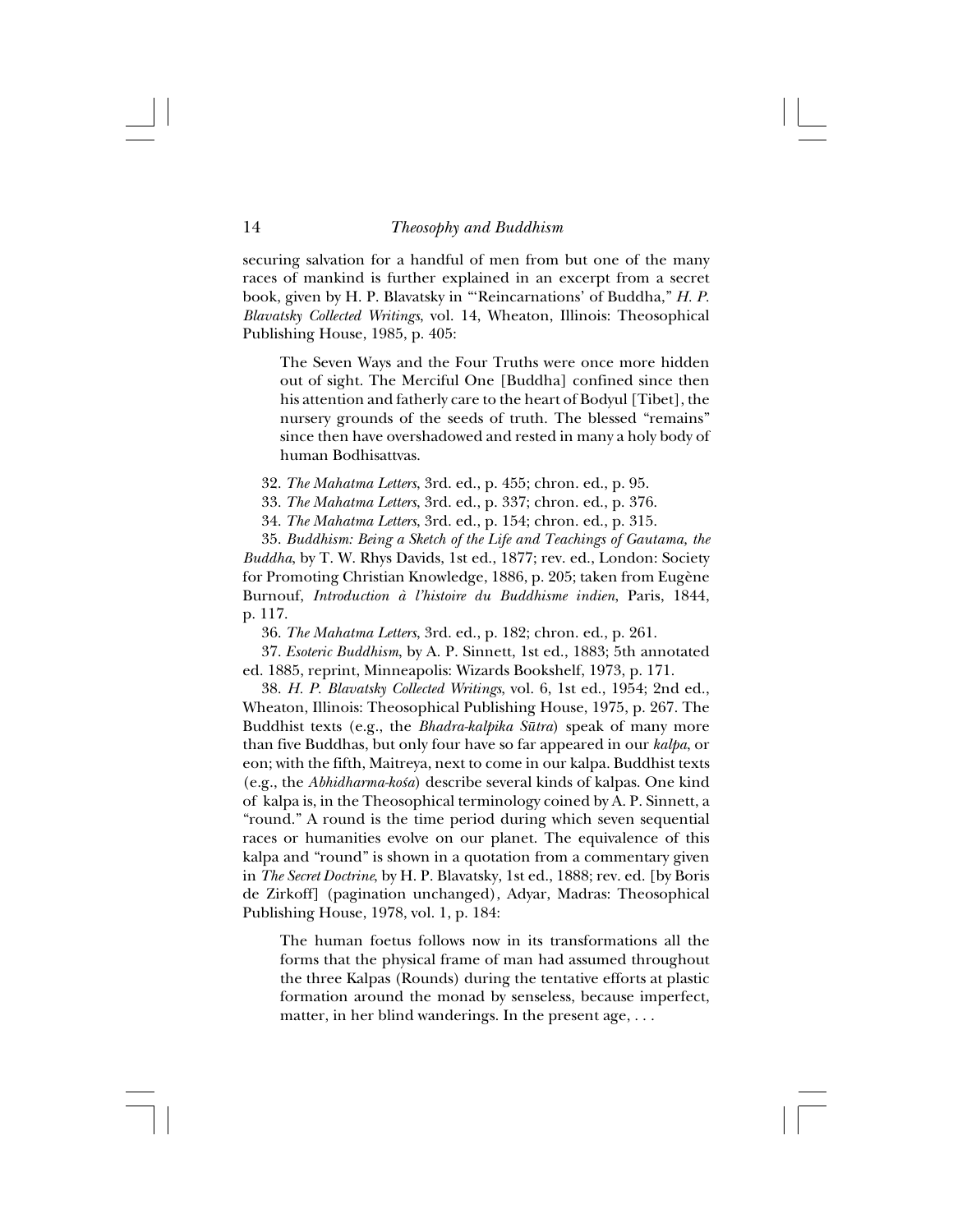securing salvation for a handful of men from but one of the many races of mankind is further explained in an excerpt from a secret book, given by H. P. Blavatsky in "'Reincarnations' of Buddha," *H. P. Blavatsky Collected Writings*, vol. 14, Wheaton, Illinois: Theosophical Publishing House, 1985, p. 405:

> The Seven Ways and the Four Truths were once more hidden out of sight. The Merciful One [Buddha] confined since then his attention and fatherly care to the heart of Bodyul [Tibet], the nursery grounds of the seeds of truth. The blessed "remains" since then have overshadowed and rested in many a holy body of human Bodhisattvas.

32. *The Mahatma Letters*, 3rd. ed., p. 455; chron. ed., p. 95.

33. *The Mahatma Letters*, 3rd. ed., p. 337; chron. ed., p. 376.

34. *The Mahatma Letters*, 3rd. ed., p. 154; chron. ed., p. 315.

35. *Buddhism: Being a Sketch of the Life and Teachings of Gautama, the Buddha*, by T. W. Rhys Davids, 1st ed., 1877; rev. ed., London: Society for Promoting Christian Knowledge, 1886, p. 205; taken from Eugène Burnouf, *Introduction à l'histoire du Buddhisme indien*, Paris, 1844, p. 117.

36. *The Mahatma Letters*, 3rd. ed., p. 182; chron. ed., p. 261.

37. *Esoteric Buddhism*, by A. P. Sinnett, 1st ed., 1883; 5th annotated ed. 1885, reprint, Minneapolis: Wizards Bookshelf, 1973, p. 171.

38. *H. P. Blavatsky Collected Writings*, vol. 6, 1st ed., 1954; 2nd ed., Wheaton, Illinois: Theosophical Publishing House, 1975, p. 267. The Buddhist texts (e.g., the *Bhadra-kalpika Sūtra*) speak of many more than five Buddhas, but only four have so far appeared in our *kalpa*, or eon; with the fifth, Maitreya, next to come in our kalpa. Buddhist texts (e.g., the *Abhidharma-kośa*) describe several kinds of kalpas. One kind of kalpa is, in the Theosophical terminology coined by A. P. Sinnett, a "round." A round is the time period during which seven sequential races or humanities evolve on our planet. The equivalence of this kalpa and "round" is shown in a quotation from a commentary given in *The Secret Doctrine*, by H. P. Blavatsky, 1st ed., 1888; rev. ed. [by Boris de Zirkoff] (pagination unchanged), Adyar, Madras: Theosophical Publishing House, 1978, vol. 1, p. 184:

> The human foetus follows now in its transformations all the forms that the physical frame of man had assumed throughout the three Kalpas (Rounds) during the tentative efforts at plastic formation around the monad by senseless, because imperfect, matter, in her blind wanderings. In the present age, . . .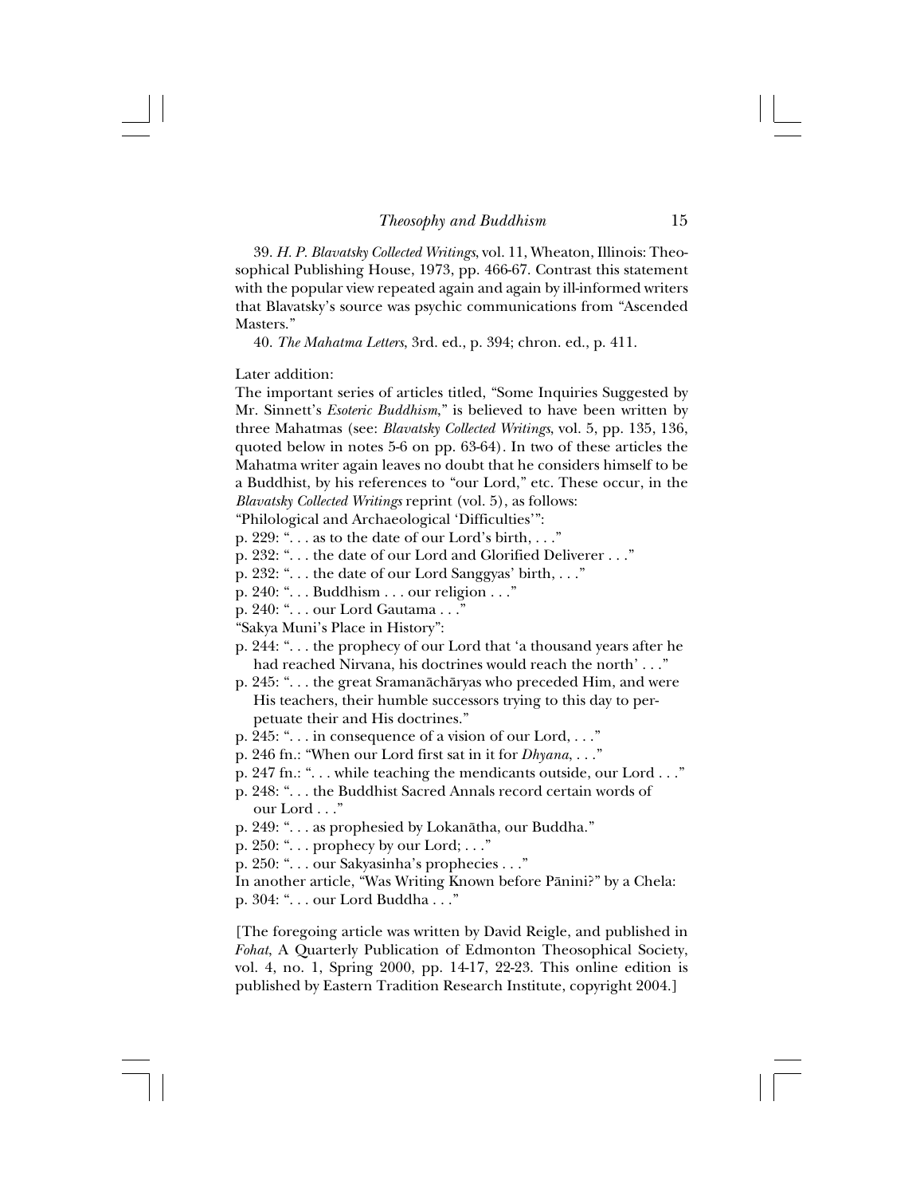39. *H. P. Blavatsky Collected Writings*, vol. 11, Wheaton, Illinois: Theosophical Publishing House, 1973, pp. 466-67. Contrast this statement with the popular view repeated again and again by ill-informed writers that Blavatsky's source was psychic communications from "Ascended Masters."

40. *The Mahatma Letters*, 3rd. ed., p. 394; chron. ed., p. 411.

Later addition:

The important series of articles titled, "Some Inquiries Suggested by Mr. Sinnett's *Esoteric Buddhism*," is believed to have been written by three Mahatmas (see: *Blavatsky Collected Writings*, vol. 5, pp. 135, 136, quoted below in notes 5-6 on pp. 63-64). In two of these articles the Mahatma writer again leaves no doubt that he considers himself to be a Buddhist, by his references to "our Lord," etc. These occur, in the *Blavatsky Collected Writings* reprint (vol. 5), as follows:

"Philological and Archaeological 'Difficulties'":

p. 229: ". . . as to the date of our Lord's birth, . . ."

p. 232: ". . . the date of our Lord and Glorified Deliverer . . ."

p. 232: ". . . the date of our Lord Sanggyas' birth, . . ."

p. 240: ". . . Buddhism . . . our religion . . ."

p. 240: ". . . our Lord Gautama . . ."

"Sakya Muni's Place in History":

p. 244: ". . . the prophecy of our Lord that 'a thousand years after he had reached Nirvana, his doctrines would reach the north' . . ."

p. 245: ". . . the great Sramanāchāryas who preceded Him, and were His teachers, their humble successors trying to this day to perpetuate their and His doctrines."

p. 245: ". . . in consequence of a vision of our Lord, . . ."

p. 246 fn.: "When our Lord first sat in it for *Dhyana*, . . ."

p. 247 fn.: ". . . while teaching the mendicants outside, our Lord . . ."

p. 248: ". . . the Buddhist Sacred Annals record certain words of our Lord . . ."

p. 249: ". . . as prophesied by Lokanātha, our Buddha."

p. 250: ". . . prophecy by our Lord; . . ."

p. 250: ". . . our Sakyasinha's prophecies . . ."

In another article, "Was Writing Known before Pānini?" by a Chela:

p. 304: ". . . our Lord Buddha . . ."

[The foregoing article was written by David Reigle, and published in *Fohat*, A Quarterly Publication of Edmonton Theosophical Society, vol. 4, no. 1, Spring 2000, pp. 14-17, 22-23. This online edition is published by Eastern Tradition Research Institute, copyright 2004.]